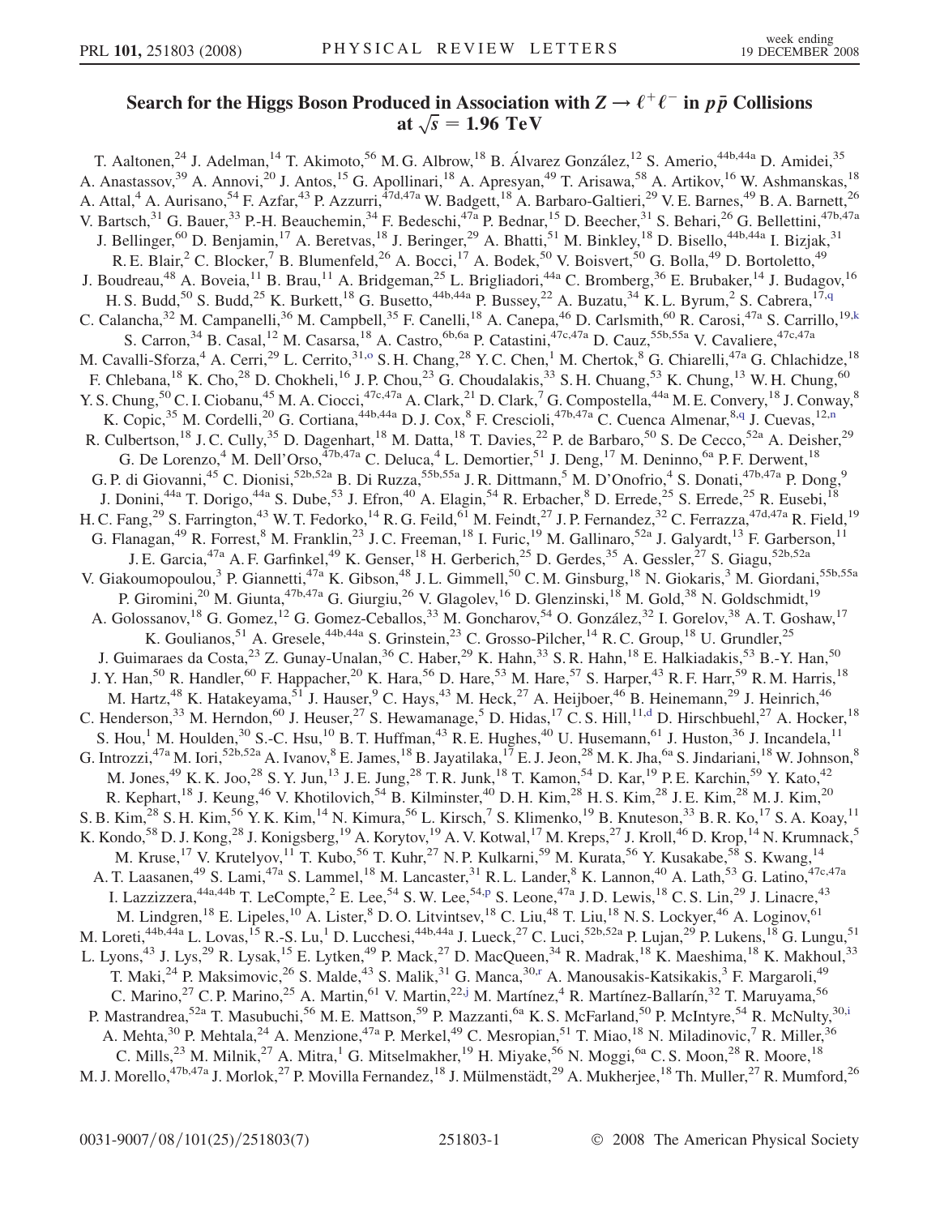# Search for the Higgs Boson Produced in Association with $Z \rightarrow \ell^+\ell^-$ in $p\bar{p}$ Collisions at $\sqrt{s} = 1.96$ TeV

T. Aaltonen,[24] J. Adelman,[14] T. Akimoto,[56] M. G. Albrow,[18] B. Álvarez González,[12] S. Amerio,[44b,44a] D. Amidei,[35] A. Anastassov,[39] A. Annovi,[20] J. Antos,[15] G. Apollinari,[18] A. Apresyan,[49] T. Arisawa,[58] A. Artikov,[16] W. Ashmanskas,[18] A. Attal,[4] A. Aurisano,[54] F. Azfar,[43] P. Azzurri,[47d,47a] W. Badgett,[18] A. Barbaro-Galtieri,[29] V. E. Barnes,[49] B. A. Barnett,[26] V. Bartsch,[31] G. Bauer,[33] P.-H. Beauchemin,[34] F. Bedeschi,[47a] P. Bednar,[15] D. Beecher,[31] S. Behari,[26] G. Bellettini,[47b,47a] J. Bellinger,[60] D. Benjamin,[17] A. Beretvas,[18] J. Beringer,[29] A. Bhatti,[51] M. Binkley,[18] D. Bisello,[44b,44a] I. Bizjak,[31] R. E. Blair,[2] C. Blocker,[7] B. Blumenfeld,[26] A. Bocci,[17] A. Bodek,[50] V. Boisvert,[50] G. Bolla,[49] D. Bortoletto,[49] J. Boudreau,[48] A. Boveia,[11] B. Brau,[11] A. Bridgeman,[25] L. Brigliadori,[44a] C. Bromberg,[36] E. Brubaker,[14] J. Budagov,[16] H. S. Budd,[50] S. Budd,[25] K. Burkett,[18] G. Busetto,[44b,44a] P. Bussey,[22] A. Buzatu,[34] K. L. Byrum,[2] S. Cabrera,[17,q] C. Calancha,[32] M. Campanelli,[36] M. Campbell,[35] F. Canelli,[18] A. Canepa,[46] D. Carlsmith,[60] R. Carosi,[47a] S. Carrillo,[19,k] S. Carron,[34] B. Casal,[12] M. Casarsa,[18] A. Castro,[6b,6a] P. Catastini,[47c,47a] D. Cauz,[55b,55a] V. Cavaliere,[47c,47a] M. Cavalli-Sforza,[4] A. Cerri,[29] L. Cerrito,[31,o] S. H. Chang,[28] Y. C. Chen,[1] M. Chertok,[8] G. Chiarelli,[47a] G. Chlachidze,[18] F. Chlebana,[18] K. Cho,[28] D. Chokheli,[16] J. P. Chou,[23] G. Choudalakis,[33] S. H. Chuang,[53] K. Chung,[13] W. H. Chung,[60] Y. S. Chung,[50] C. I. Ciobanu,[45] M. A. Ciocci,[47c,47a] A. Clark,[21] D. Clark,[7] G. Compostella,[44a] M. E. Convery,[18] J. Conway,[8] K. Copic,[35] M. Cordelli,[20] G. Cortiana,[44b,44a] D. J. Cox,[8] F. Crescioli,[47b,47a] C. Cuenca Almenar,[8,q] J. Cuevas,[12,n] R. Culbertson,[18] J. C. Cully,[35] D. Dagenhart,[18] M. Datta,[18] T. Davies,[22] P. de Barbaro,[50] S. De Cecco,[52a] A. Deisher,[29] G. De Lorenzo,[4] M. Dell'Orso,[47b,47a] C. Deluca,[4] L. Demortier,[51] J. Deng,[17] M. Deninno,[6a] P. F. Derwent,[18] G. P. di Giovanni,[45] C. Dionisi,[52b,52a] B. Di Ruzza,[55b,55a] J. R. Dittmann,[5] M. D'Onofrio,[4] S. Donati,[47b,47a] P. Dong,[9] J. Donini,[44a] T. Dorigo,[44a] S. Dube,[53] J. Efron,[40] A. Elagin,[54] R. Erbacher,[8] D. Errede,[25] S. Errede,[25] R. Eusebi,[18] H. C. Fang,[29] S. Farrington,[43] W. T. Fedorko,[14] R. G. Feild,[61] M. Feindt,[27] J. P. Fernandez,[32] C. Ferrazza,[47d,47a] R. Field,[19] G. Flanagan,[49] R. Forrest,[8] M. Franklin,[23] J. C. Freeman,[18] I. Furic,[19] M. Gallinaro,[52a] J. Galyardt,[13] F. Garberson,[11] J. E. Garcia,[47a] A. F. Garfinkel,[49] K. Genser,[18] H. Gerberich,[25] D. Gerdes,[35] A. Gessler,[27] S. Giagu,[52b,52a] V. Giakoumopoulou,[3] P. Giannetti,[47a] K. Gibson,[48] J. L. Gimmell,[50] C. M. Ginsburg,[18] N. Giokaris,[3] M. Giordani,[55b,55a] P. Giromini,[20] M. Giunta,[47b,47a] G. Giurgiu,[26] V. Glagolev,[16] D. Glenzinski,[18] M. Gold,[38] N. Goldschmidt,[19] A. Golossanov,[18] G. Gomez,[12] G. Gomez-Ceballos,[33] M. Goncharov,[54] O. González,[32] I. Gorelov,[38] A. T. Goshaw,[17] K. Goulianos,[51] A. Gresele,[44b,44a] S. Grinstein,[23] C. Grosso-Pilcher,[14] R. C. Group,[18] U. Grundler,[25] J. Guimaraes da Costa,[23] Z. Gunay-Unalan,[36] C. Haber,[29] K. Hahn,[33] S. R. Hahn,[18] E. Halkiadakis,[53] B.-Y. Han,[50] J. Y. Han,[50] R. Handler,[60] F. Happacher,[20] K. Hara,[56] D. Hare,[53] M. Hare,[57] S. Harper,[43] R. F. Harr,[59] R. M. Harris,[18] M. Hartz,[48] K. Hatakeyama,[51] J. Hauser,[9] C. Hays,[43] M. Heck,[27] A. Heijboer,[46] B. Heinemann,[29] J. Heinrich,[46] C. Henderson,[33] M. Herndon,[60] J. Heuser,[27] S. Hewamanage,[5] D. Hidas,[17] C. S. Hill,[11,d] D. Hirschbuehl,[27] A. Hocker,[18] S. Hou,[1] M. Houlden,[30] S.-C. Hsu,[10] B. T. Huffman,[43] R. E. Hughes,[40] U. Husemann,[61] J. Huston,[36] J. Incandela,[11] G. Introzzi,[47a] M. Iori,[52b,52a] A. Ivanov,[8] E. James,[18] B. Jayatilaka,[17] E. J. Jeon,[28] M. K. Jha,[6a] S. Jindariani,[18] W. Johnson,[8] M. Jones,[49] K. K. Joo,[28] S. Y. Jun,[13] J. E. Jung,[28] T. R. Junk,[18] T. Kamon,[54] D. Kar,[19] P. E. Karchin,[59] Y. Kato,[42] R. Kephart,[18] J. Keung,[46] V. Khotilovich,[54] B. Kilminster,[40] D. H. Kim,[28] H. S. Kim,[28] J. E. Kim,[28] M. J. Kim,[20] S. B. Kim,[28] S. H. Kim,[56] Y. K. Kim,[14] N. Kimura,[56] L. Kirsch,[7] S. Klimenko,[19] B. Knuteson,[33] B. R. Ko,[17] S. A. Koay,[11] K. Kondo,[58] D. J. Kong,[28] J. Konigsberg,[19] A. Korytov,[19] A. V. Kotwal,[17] M. Kreps,[27] J. Kroll,[46] D. Krop,[14] N. Krumnack,[5] M. Kruse,[17] V. Krutelyov,[11] T. Kubo,[56] T. Kuhr,[27] N. P. Kulkarni,[59] M. Kurata,[56] Y. Kusakabe,[58] S. Kwang,[14] A. T. Laasanen,[49] S. Lami,[47a] S. Lammel,[18] M. Lancaster,[31] R. L. Lander,[8] K. Lannon,[40] A. Lath,[53] G. Latino,[47c,47a] I. Lazzizzera,[44a,44b] T. LeCompte,[2] E. Lee,[54] S. W. Lee,[54,p] S. Leone,[47a] J. D. Lewis,[18] C. S. Lin,[29] J. Linacre,[43] M. Lindgren,[18] E. Lipeles,[10] A. Lister,[8] D. O. Litvintsev,[18] C. Liu,[48] T. Liu,[18] N. S. Lockyer,[46] A. Loginov,[61] M. Loreti,[44b,44a] L. Lovas,[15] R.-S. Lu,[1] D. Lucchesi,[44b,44a] J. Lueck,[27] C. Luci,[52b,52a] P. Lujan,[29] P. Lukens,[18] G. Lungu,[51] L. Lyons,[43] J. Lys,[29] R. Lysak,[15] E. Lytken,[49] P. Mack,[27] D. MacQueen,[34] R. Madrak,[18] K. Maeshima,[18] K. Makhoul,[33] T. Maki,[24] P. Maksimovic,[26] S. Malde,[43] S. Malik,[31] G. Manca,[30,r] A. Manousakis-Katsikakis,[3] F. Margaroli,[49] C. Marino,[27] C. P. Marino,[25] A. Martin,[61] V. Martin,[22,j] M. Martínez,[4] R. Martínez-Ballarín,[32] T. Maruyama,[56] P. Mastrandrea,[52a] T. Masubuchi,[56] M. E. Mattson,[59] P. Mazzanti,[6a] K. S. McFarland,[50] P. McIntyre,[54] R. McNulty,[30,i] A. Mehta,[30] P. Mehtala,[24] A. Menzione,[47a] P. Merkel,[49] C. Mesropian,[51] T. Miao,[18] N. Miladinovic,[7] R. Miller,[36] C. Mills,[23] M. Milnik,[27] A. Mitra,[1] G. Mitselmakher,[19] H. Miyake,[56] N. Moggi,[6a] C. S. Moon,[28] R. Moore,[18] M. J. Morello,[47b,47a] J. Morlok,[27] P. Movilla Fernandez,[18] J. Mülmenstädt,[29] A. Mukherjee,[18] Th. Muller,[27] R. Mumford,[26]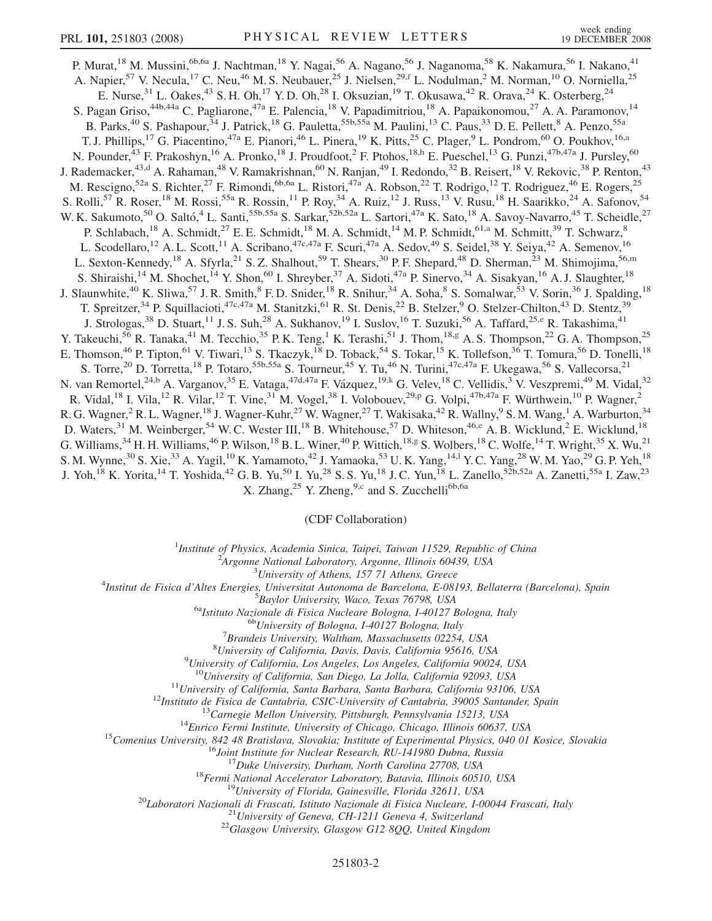P. Murat,[18] M. Mussini,[6b,6a] J. Nachtman,[18] Y. Nagai,[56] A. Nagano,[56] J. Naganoma,[58] K. Nakamura,[56] I. Nakano,[41] A. Napier,[57] V. Necula,[17] C. Neu,[46] M. S. Neubauer,[25] J. Nielsen,[29,f] L. Nodulman,[2] M. Norman,[10] O. Norniella,[25] E. Nurse,[31] L. Oakes,[43] S. H. Oh,[17] Y. D. Oh,[28] I. Oksuzian,[19] T. Okusawa,[42] R. Orava,[24] K. Osterberg,[24] S. Pagan Griso,[44b,44a] C. Pagliarone,[47a] E. Palencia,[18] V. Papadimitriou,[18] A. Papaikonomou,[27] A. A. Paramonov,[14] B. Parks,[40] S. Pashapour,[34] J. Patrick,[18] G. Pauletta,[55b,55a] M. Paulini,[13] C. Paus,[33] D. E. Pellett,[8] A. Penzo,[55a] T. J. Phillips,[17] G. Piacentino,[47a] E. Pianori,[46] L. Pinera,[19] K. Pitts,[25] C. Plager,[9] L. Pondrom,[60] O. Poukhov,[16,a] N. Pounder,[43] F. Prakoshyn,[16] A. Pronko,[18] J. Proudfoot,[2] F. Ptohos,[18,h] E. Pueschel,[13] G. Punzi,[47b,47a] J. Pursley,[60] J. Rademacker,[43,d] A. Rahaman,[48] V. Ramakrishnan,[60] N. Ranjan,[49] I. Redondo,[32] B. Reisert,[18] V. Rekovic,[38] P. Renton,[43] M. Rescigno,[52a] S. Richter,[27] F. Rimondi,[6b,6a] L. Ristori,[47a] A. Robson,[22] T. Rodrigo,[12] T. Rodriguez,[46] E. Rogers,[25] S. Rolli,[57] R. Roser,[18] M. Rossi,[55a] R. Rossin,[11] P. Roy,[34] A. Ruiz,[12] J. Russ,[13] V. Rusu,[18] H. Saarikko,[24] A. Safonov,[54] W. K. Sakumoto,[50] O. Saltó,[4] L. Santi,[55b,55a] S. Sarkar,[52b,52a] L. Sartori,[47a] K. Sato,[18] A. Savoy-Navarro,[45] T. Scheidle,[27] P. Schlabach,[18] A. Schmidt,[27] E. E. Schmidt,[18] M. A. Schmidt,[14] M. P. Schmidt,[61,a] M. Schmitt,[39] T. Schwarz,[8] L. Scodellaro,[12] A. L. Scott,[11] A. Scribano,[47c,47a] F. Scuri,[47a] A. Sedov,[49] S. Seidel,[38] Y. Seiya,[42] A. Semenov,[16] L. Sexton-Kennedy,[18] A. Sfyrla,[21] S. Z. Shalhout,[59] T. Shears,[30] P. F. Shepard,[48] D. Sherman,[23] M. Shimojima,[56,m] S. Shiraishi,[14] M. Shochet,[14] Y. Shon,[60] I. Shreyber,[37] A. Sidoti,[47a] P. Sinervo,[34] A. Sisakyan,[16] A. J. Slaughter,[18] J. Slaunwhite,[40] K. Sliwa,[57] J. R. Smith,[8] F. D. Snider,[18] R. Snihur,[34] A. Soha,[8] S. Somalwar,[53] V. Sorin,[36] J. Spalding,[18] T. Spreitzer,[34] P. Squillacioti,[47c,47a] M. Stanitzki,[61] R. St. Denis,[22] B. Stelzer,[9] O. Stelzer-Chilton,[43] D. Stentz,[39] J. Strologas,[38] D. Stuart,[11] J. S. Suh,[28] A. Sukhanov,[19] I. Suslov,[16] T. Suzuki,[56] A. Taffard,[25,e] R. Takashima,[41] Y. Takeuchi,[56] R. Tanaka,[41] M. Tecchio,[35] P. K. Teng,[1] K. Terashi,[51] J. Thom,[18,g] A. S. Thompson,[22] G. A. Thompson,[25] E. Thomson,[46] P. Tipton,[61] V. Tiwari,[13] S. Tkaczyk,[18] D. Toback,[54] S. Tokar,[15] K. Tollefson,[36] T. Tomura,[56] D. Tonelli,[18] S. Torre,[20] D. Torretta,[18] P. Totaro,[55b,55a] S. Tourneur,[45] Y. Tu,[46] N. Turini,[47c,47a] F. Ukegawa,[56] S. Vallecorsa,[21] N. van Remortel,[24,b] A. Varganov,[35] E. Vataga,[47d,47a] F. Vázquez,[19,k] G. Velev,[18] C. Vellidis,[3] V. Veszpremi,[49] M. Vidal,[32] R. Vidal,[18] I. Vila,[12] R. Vilar,[12] T. Vine,[31] M. Vogel,[38] I. Volobouev,[29,p] G. Volpi,[47b,47a] F. Würthwein,[10] P. Wagner,[2] R. G. Wagner,[2] R. L. Wagner,[18] J. Wagner-Kuhr,[27] W. Wagner,[27] T. Wakisaka,[42] R. Wallny,[9] S. M. Wang,[1] A. Warburton,[34] D. Waters,[31] M. Weinberger,[54] W. C. Wester III,[18] B. Whitehouse,[57] D. Whiteson,[46,e] A. B. Wicklund,[2] E. Wicklund,[18] G. Williams,[34] H. H. Williams,[46] P. Wilson,[18] B. L. Winer,[40] P. Wittich,[18,g] S. Wolbers,[18] C. Wolfe,[14] T. Wright,[35] X. Wu,[21] S. M. Wynne,[30] S. Xie,[33] A. Yagil,[10] K. Yamamoto,[42] J. Yamaoka,[53] U. K. Yang,[14,l] Y. C. Yang,[28] W. M. Yao,[29] G. P. Yeh,[18] J. Yoh,[18] K. Yorita,[14] T. Yoshida,[42] G. B. Yu,[50] I. Yu,[28] S. S. Yu,[18] J. C. Yun,[18] L. Zanello,[52b,52a] A. Zanetti,[55a] I. Zaw,[23] X. Zhang,[25] Y. Zheng,[9,c] and S. Zucchelli[6b,6a]

(CDF Collaboration)

[1]*Institute of Physics, Academia Sinica, Taipei, Taiwan 11529, Republic of China*
[2]*Argonne National Laboratory, Argonne, Illinois 60439, USA*
[3]*University of Athens, 157 71 Athens, Greece*
[4]*Institut de Fisica d'Altes Energies, Universitat Autonoma de Barcelona, E-08193, Bellaterra (Barcelona), Spain*
[5]*Baylor University, Waco, Texas 76798, USA*
[6a]*Istituto Nazionale di Fisica Nucleare Bologna, I-40127 Bologna, Italy*
[6b]*University of Bologna, I-40127 Bologna, Italy*
[7]*Brandeis University, Waltham, Massachusetts 02254, USA*
[8]*University of California, Davis, Davis, California 95616, USA*
[9]*University of California, Los Angeles, Los Angeles, California 90024, USA*
[10]*University of California, San Diego, La Jolla, California 92093, USA*
[11]*University of California, Santa Barbara, Santa Barbara, California 93106, USA*
[12]*Instituto de Fisica de Cantabria, CSIC-University of Cantabria, 39005 Santander, Spain*
[13]*Carnegie Mellon University, Pittsburgh, Pennsylvania 15213, USA*
[14]*Enrico Fermi Institute, University of Chicago, Chicago, Illinois 60637, USA*
[15]*Comenius University, 842 48 Bratislava, Slovakia; Institute of Experimental Physics, 040 01 Kosice, Slovakia*
[16]*Joint Institute for Nuclear Research, RU-141980 Dubna, Russia*
[17]*Duke University, Durham, North Carolina 27708, USA*
[18]*Fermi National Accelerator Laboratory, Batavia, Illinois 60510, USA*
[19]*University of Florida, Gainesville, Florida 32611, USA*
[20]*Laboratori Nazionali di Frascati, Istituto Nazionale di Fisica Nucleare, I-00044 Frascati, Italy*
[21]*University of Geneva, CH-1211 Geneva 4, Switzerland*
[22]*Glasgow University, Glasgow G12 8QQ, United Kingdom*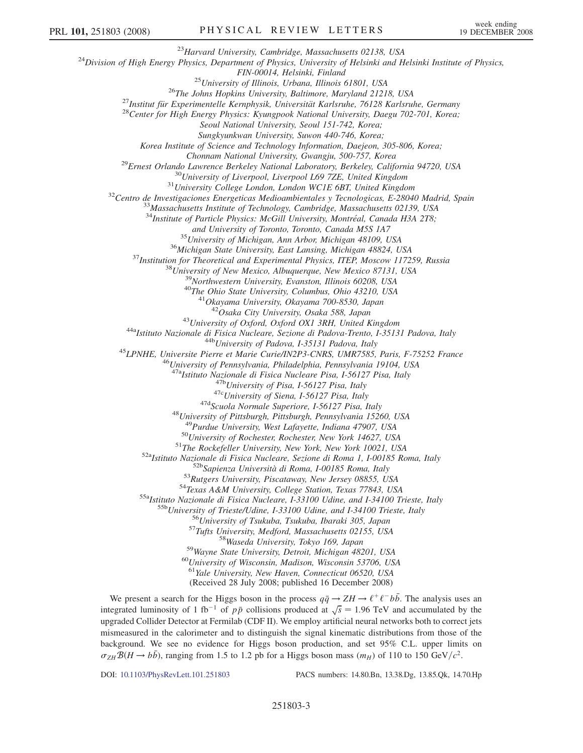[23]Harvard University, Cambridge, Massachusetts 02138, USA
[24]Division of High Energy Physics, Department of Physics, University of Helsinki and Helsinki Institute of Physics, FIN-00014, Helsinki, Finland
[25]University of Illinois, Urbana, Illinois 61801, USA
[26]The Johns Hopkins University, Baltimore, Maryland 21218, USA
[27]Institut für Experimentelle Kernphysik, Universität Karlsruhe, 76128 Karlsruhe, Germany
[28]Center for High Energy Physics: Kyungpook National University, Daegu 702-701, Korea; Seoul National University, Seoul 151-742, Korea; Sungkyunkwan University, Suwon 440-746, Korea; Korea Institute of Science and Technology Information, Daejeon, 305-806, Korea; Chonnam National University, Gwangju, 500-757, Korea
[29]Ernest Orlando Lawrence Berkeley National Laboratory, Berkeley, California 94720, USA
[30]University of Liverpool, Liverpool L69 7ZE, United Kingdom
[31]University College London, London WC1E 6BT, United Kingdom
[32]Centro de Investigaciones Energeticas Medioambientales y Tecnologicas, E-28040 Madrid, Spain
[33]Massachusetts Institute of Technology, Cambridge, Massachusetts 02139, USA
[34]Institute of Particle Physics: McGill University, Montréal, Canada H3A 2T8; and University of Toronto, Toronto, Canada M5S 1A7
[35]University of Michigan, Ann Arbor, Michigan 48109, USA
[36]Michigan State University, East Lansing, Michigan 48824, USA
[37]Institution for Theoretical and Experimental Physics, ITEP, Moscow 117259, Russia
[38]University of New Mexico, Albuquerque, New Mexico 87131, USA
[39]Northwestern University, Evanston, Illinois 60208, USA
[40]The Ohio State University, Columbus, Ohio 43210, USA
[41]Okayama University, Okayama 700-8530, Japan
[42]Osaka City University, Osaka 588, Japan
[43]University of Oxford, Oxford OX1 3RH, United Kingdom
[44a]Istituto Nazionale di Fisica Nucleare, Sezione di Padova-Trento, I-35131 Padova, Italy
[44b]University of Padova, I-35131 Padova, Italy
[45]LPNHE, Universite Pierre et Marie Curie/IN2P3-CNRS, UMR7585, Paris, F-75252 France
[46]University of Pennsylvania, Philadelphia, Pennsylvania 19104, USA
[47a]Istituto Nazionale di Fisica Nucleare Pisa, I-56127 Pisa, Italy
[47b]University of Pisa, I-56127 Pisa, Italy
[47c]University of Siena, I-56127 Pisa, Italy
[47d]Scuola Normale Superiore, I-56127 Pisa, Italy
[48]University of Pittsburgh, Pittsburgh, Pennsylvania 15260, USA
[49]Purdue University, West Lafayette, Indiana 47907, USA
[50]University of Rochester, Rochester, New York 14627, USA
[51]The Rockefeller University, New York, New York 10021, USA
[52a]Istituto Nazionale di Fisica Nucleare, Sezione di Roma 1, I-00185 Roma, Italy
[52b]Sapienza Università di Roma, I-00185 Roma, Italy
[53]Rutgers University, Piscataway, New Jersey 08855, USA
[54]Texas A&M University, College Station, Texas 77843, USA
[55a]Istituto Nazionale di Fisica Nucleare, I-33100 Udine, and I-34100 Trieste, Italy
[55b]University of Trieste/Udine, I-33100 Udine, and I-34100 Trieste, Italy
[56]University of Tsukuba, Tsukuba, Ibaraki 305, Japan
[57]Tufts University, Medford, Massachusetts 02155, USA
[58]Waseda University, Tokyo 169, Japan
[59]Wayne State University, Detroit, Michigan 48201, USA
[60]University of Wisconsin, Madison, Wisconsin 53706, USA
[61]Yale University, New Haven, Connecticut 06520, USA

(Received 28 July 2008; published 16 December 2008)

We present a search for the Higgs boson in the process $q\bar{q} \to ZH \to \ell^+\ell^- b\bar{b}$. The analysis uses an integrated luminosity of 1 fb$^{-1}$ of $p\bar{p}$ collisions produced at $\sqrt{s} = 1.96$ TeV and accumulated by the upgraded Collider Detector at Fermilab (CDF II). We employ artificial neural networks both to correct jets mismeasured in the calorimeter and to distinguish the signal kinematic distributions from those of the background. We see no evidence for Higgs boson production, and set 95% C.L. upper limits on $\sigma_{ZH}\mathcal{B}(H \to b\bar{b})$, ranging from 1.5 to 1.2 pb for a Higgs boson mass ($m_H$) of 110 to 150 GeV/$c^2$.

DOI: 10.1103/PhysRevLett.101.251803 PACS numbers: 14.80.Bn, 13.38.Dg, 13.85.Qk, 14.70.Hp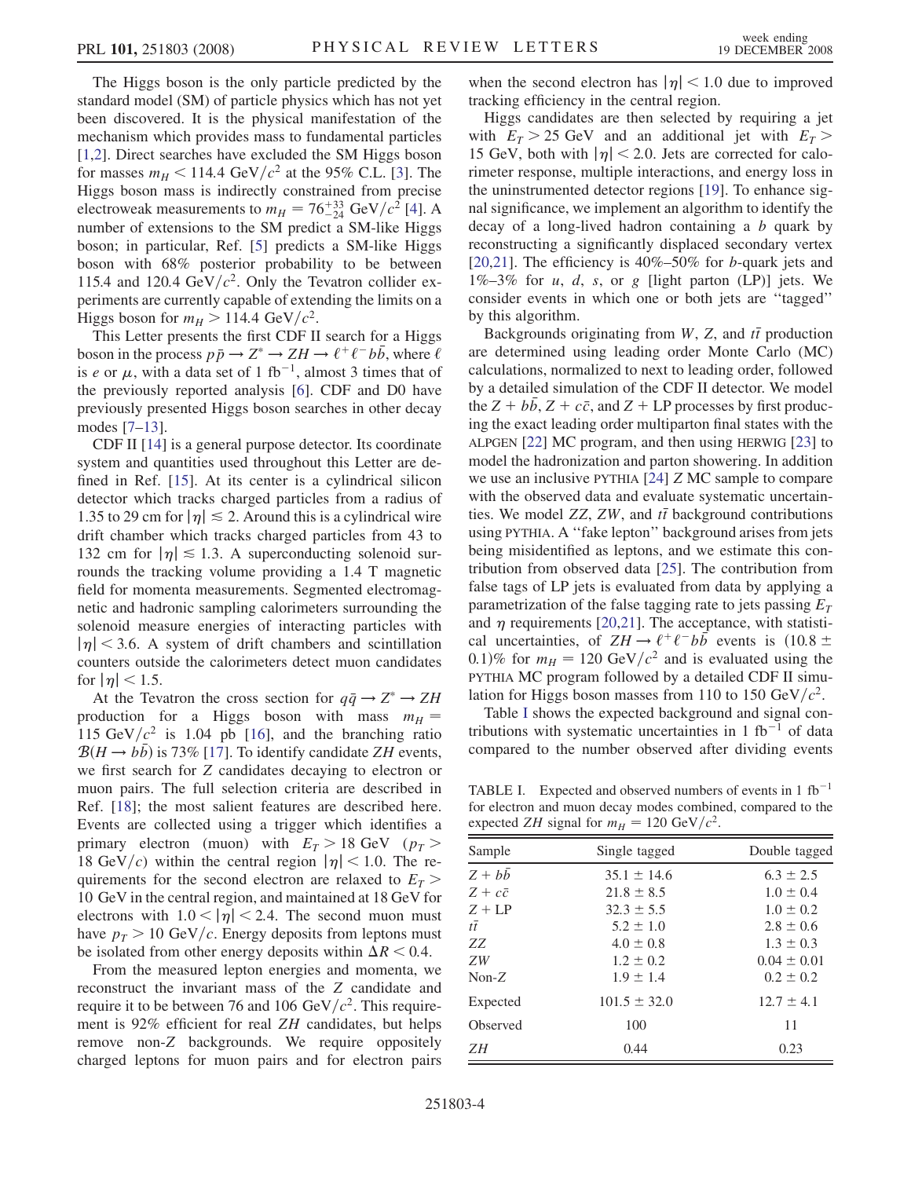The Higgs boson is the only particle predicted by the standard model (SM) of particle physics which has not yet been discovered. It is the physical manifestation of the mechanism which provides mass to fundamental particles [1,2]. Direct searches have excluded the SM Higgs boson for masses $m_H < 114.4\ \mathrm{GeV}/c^2$ at the 95% C.L. [3]. The Higgs boson mass is indirectly constrained from precise electroweak measurements to $m_H = 76^{+33}_{-24}\ \mathrm{GeV}/c^2$ [4]. A number of extensions to the SM predict a SM-like Higgs boson; in particular, Ref. [5] predicts a SM-like Higgs boson with 68% posterior probability to be between 115.4 and $120.4\ \mathrm{GeV}/c^2$. Only the Tevatron collider experiments are currently capable of extending the limits on a Higgs boson for $m_H > 114.4\ \mathrm{GeV}/c^2$.

This Letter presents the first CDF II search for a Higgs boson in the process $p\bar{p} \to Z^* \to ZH \to \ell^+\ell^- b\bar{b}$, where $\ell$ is $e$ or $\mu$, with a data set of $1\ \mathrm{fb}^{-1}$, almost 3 times that of the previously reported analysis [6]. CDF and D0 have previously presented Higgs boson searches in other decay modes [7–13].

CDF II [14] is a general purpose detector. Its coordinate system and quantities used throughout this Letter are defined in Ref. [15]. At its center is a cylindrical silicon detector which tracks charged particles from a radius of 1.35 to 29 cm for $|\eta| \lesssim 2$. Around this is a cylindrical wire drift chamber which tracks charged particles from 43 to 132 cm for $|\eta| \lesssim 1.3$. A superconducting solenoid surrounds the tracking volume providing a 1.4 T magnetic field for momenta measurements. Segmented electromagnetic and hadronic sampling calorimeters surrounding the solenoid measure energies of interacting particles with $|\eta| < 3.6$. A system of drift chambers and scintillation counters outside the calorimeters detect muon candidates for $|\eta| < 1.5$.

At the Tevatron the cross section for $q\bar{q} \to Z^* \to ZH$ production for a Higgs boson with mass $m_H = 115\ \mathrm{GeV}/c^2$ is 1.04 pb [16], and the branching ratio $\mathcal{B}(H \to b\bar{b})$ is 73% [17]. To identify candidate $ZH$ events, we first search for $Z$ candidates decaying to electron or muon pairs. The full selection criteria are described in Ref. [18]; the most salient features are described here. Events are collected using a trigger which identifies a primary electron (muon) with $E_T > 18$ GeV ($p_T > 18\ \mathrm{GeV}/c$) within the central region $|\eta| < 1.0$. The requirements for the second electron are relaxed to $E_T > 10$ GeV in the central region, and maintained at 18 GeV for electrons with $1.0 < |\eta| < 2.4$. The second muon must have $p_T > 10\ \mathrm{GeV}/c$. Energy deposits from leptons must be isolated from other energy deposits within $\Delta R < 0.4$.

From the measured lepton energies and momenta, we reconstruct the invariant mass of the $Z$ candidate and require it to be between 76 and $106\ \mathrm{GeV}/c^2$. This requirement is 92% efficient for real $ZH$ candidates, but helps remove non-$Z$ backgrounds. We require oppositely charged leptons for muon pairs and for electron pairs when the second electron has $|\eta| < 1.0$ due to improved tracking efficiency in the central region.

Higgs candidates are then selected by requiring a jet with $E_T > 25$ GeV and an additional jet with $E_T > 15$ GeV, both with $|\eta| < 2.0$. Jets are corrected for calorimeter response, multiple interactions, and energy loss in the uninstrumented detector regions [19]. To enhance signal significance, we implement an algorithm to identify the decay of a long-lived hadron containing a $b$ quark by reconstructing a significantly displaced secondary vertex [20,21]. The efficiency is 40%–50% for $b$-quark jets and 1%–3% for $u$, $d$, $s$, or $g$ [light parton (LP)] jets. We consider events in which one or both jets are "tagged" by this algorithm.

Backgrounds originating from $W$, $Z$, and $t\bar{t}$ production are determined using leading order Monte Carlo (MC) calculations, normalized to next to leading order, followed by a detailed simulation of the CDF II detector. We model the $Z + b\bar{b}$, $Z + c\bar{c}$, and $Z$ + LP processes by first producing the exact leading order multiparton final states with the ALPGEN [22] MC program, and then using HERWIG [23] to model the hadronization and parton showering. In addition we use an inclusive PYTHIA [24] $Z$ MC sample to compare with the observed data and evaluate systematic uncertainties. We model $ZZ$, $ZW$, and $t\bar{t}$ background contributions using PYTHIA. A "fake lepton" background arises from jets being misidentified as leptons, and we estimate this contribution from observed data [25]. The contribution from false tags of LP jets is evaluated from data by applying a parametrization of the false tagging rate to jets passing $E_T$ and $\eta$ requirements [20,21]. The acceptance, with statistical uncertainties, of $ZH \to \ell^+\ell^- b\bar{b}$ events is $(10.8 \pm 0.1)\%$ for $m_H = 120\ \mathrm{GeV}/c^2$ and is evaluated using the PYTHIA MC program followed by a detailed CDF II simulation for Higgs boson masses from 110 to $150\ \mathrm{GeV}/c^2$.

Table I shows the expected background and signal contributions with systematic uncertainties in $1\ \mathrm{fb}^{-1}$ of data compared to the number observed after dividing events

TABLE I. Expected and observed numbers of events in $1\ \mathrm{fb}^{-1}$ for electron and muon decay modes combined, compared to the expected $ZH$ signal for $m_H = 120\ \mathrm{GeV}/c^2$.

| Sample | Single tagged | Double tagged |
|---|---|---|
| $Z + b\bar{b}$ | $35.1 \pm 14.6$ | $6.3 \pm 2.5$ |
| $Z + c\bar{c}$ | $21.8 \pm 8.5$ | $1.0 \pm 0.4$ |
| $Z$ + LP | $32.3 \pm 5.5$ | $1.0 \pm 0.2$ |
| $t\bar{t}$ | $5.2 \pm 1.0$ | $2.8 \pm 0.6$ |
| $ZZ$ | $4.0 \pm 0.8$ | $1.3 \pm 0.3$ |
| $ZW$ | $1.2 \pm 0.2$ | $0.04 \pm 0.01$ |
| Non-$Z$ | $1.9 \pm 1.4$ | $0.2 \pm 0.2$ |
| Expected | $101.5 \pm 32.0$ | $12.7 \pm 4.1$ |
| Observed | 100 | 11 |
| $ZH$ | 0.44 | 0.23 |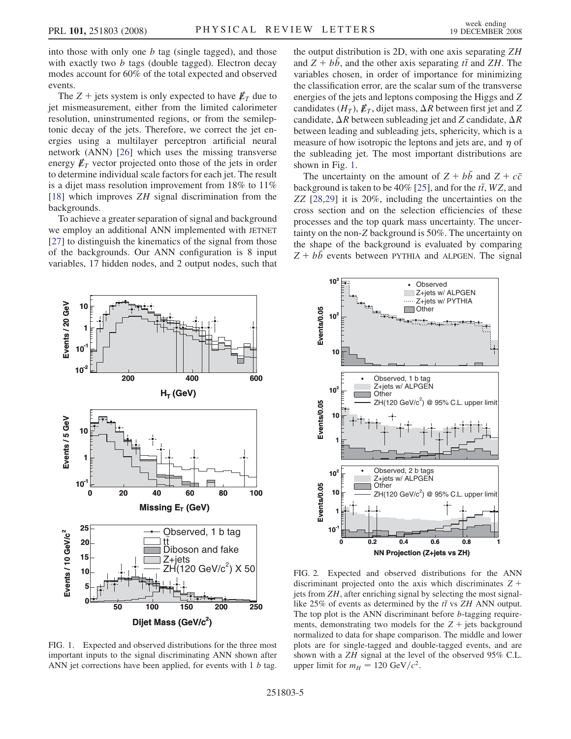into those with only one $b$ tag (single tagged), and those with exactly two $b$ tags (double tagged). Electron decay modes account for 60% of the total expected and observed events.

The $Z$ + jets system is only expected to have $\not{E}_T$ due to jet mismeasurement, either from the limited calorimeter resolution, uninstrumented regions, or from the semileptonic decay of the jets. Therefore, we correct the jet energies using a multilayer perceptron artificial neural network (ANN) [26] which uses the missing transverse energy $\not{E}_T$ vector projected onto those of the jets in order to determine individual scale factors for each jet. The result is a dijet mass resolution improvement from 18% to 11% [18] which improves $ZH$ signal discrimination from the backgrounds.

To achieve a greater separation of signal and background we employ an additional ANN implemented with JETNET [27] to distinguish the kinematics of the signal from those of the backgrounds. Our ANN configuration is 8 input variables, 17 hidden nodes, and 2 output nodes, such that the output distribution is 2D, with one axis separating $ZH$ and $Z + b\bar{b}$, and the other axis separating $t\bar{t}$ and $ZH$. The variables chosen, in order of importance for minimizing the classification error, are the scalar sum of the transverse energies of the jets and leptons composing the Higgs and $Z$ candidates ($H_T$), $\not{E}_T$, dijet mass, $\Delta R$ between first jet and $Z$ candidate, $\Delta R$ between subleading jet and $Z$ candidate, $\Delta R$ between leading and subleading jets, sphericity, which is a measure of how isotropic the leptons and jets are, and $\eta$ of the subleading jet. The most important distributions are shown in Fig. 1.

The uncertainty on the amount of $Z + b\bar{b}$ and $Z + c\bar{c}$ background is taken to be 40% [25], and for the $t\bar{t}$, $WZ$, and $ZZ$ [28,29] it is 20%, including the uncertainties on the cross section and on the selection efficiencies of these processes and the top quark mass uncertainty. The uncertainty on the non-$Z$ background is 50%. The uncertainty on the shape of the background is evaluated by comparing $Z + b\bar{b}$ events between PYTHIA and ALPGEN. The signal

FIG. 1. Expected and observed distributions for the three most important inputs to the signal discriminating ANN shown after ANN jet corrections have been applied, for events with 1 $b$ tag.

FIG. 2. Expected and observed distributions for the ANN discriminant projected onto the axis which discriminates $Z$ + jets from $ZH$, after enriching signal by selecting the most signal-like 25% of events as determined by the $t\bar{t}$ vs $ZH$ ANN output. The top plot is the ANN discriminant before $b$-tagging requirements, demonstrating two models for the $Z$ + jets background normalized to data for shape comparison. The middle and lower plots are for single-tagged and double-tagged events, and are shown with a $ZH$ signal at the level of the observed 95% C.L. upper limit for $m_H = 120$ GeV$/c^2$.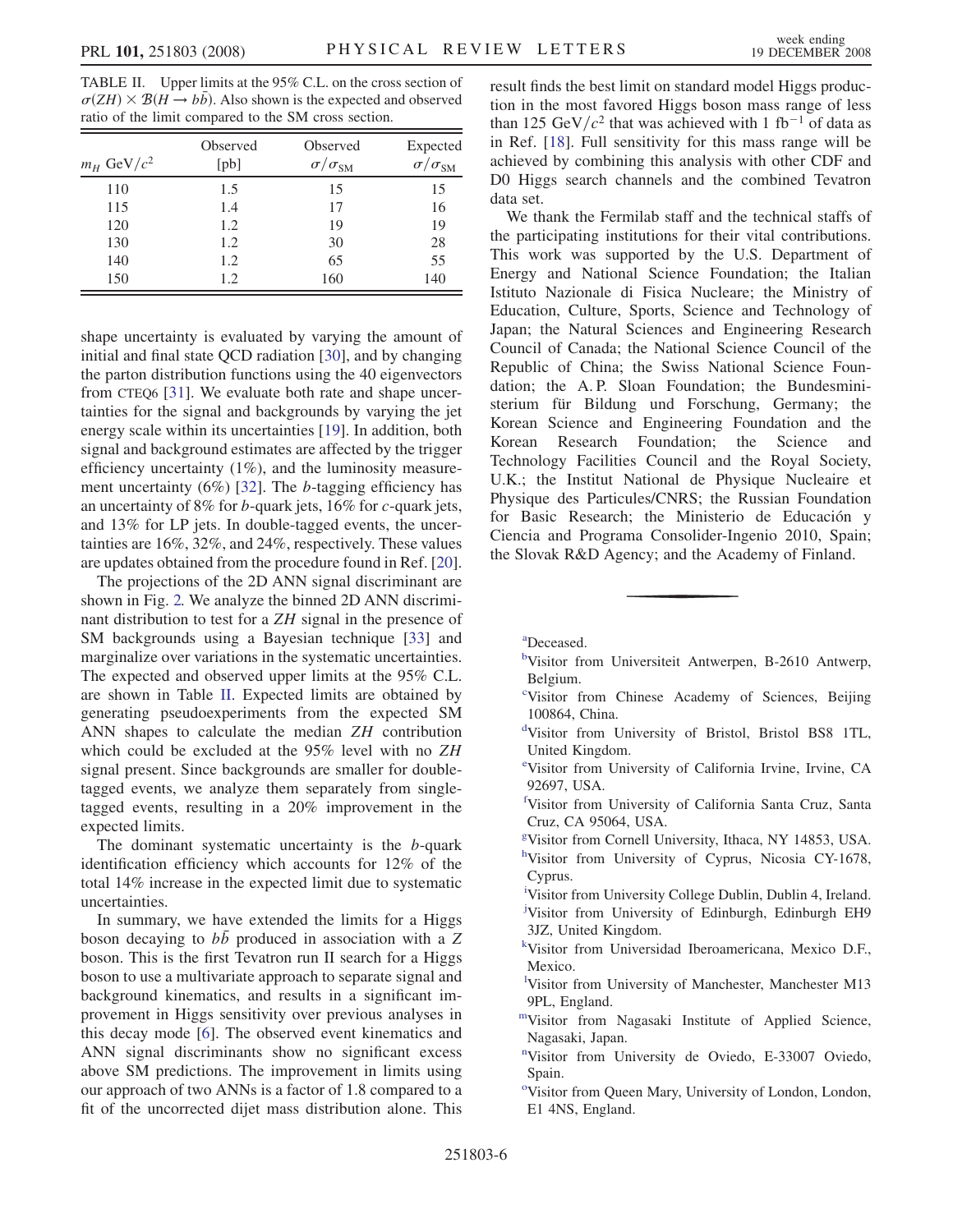TABLE II. Upper limits at the 95% C.L. on the cross section of $\sigma(ZH) \times \mathcal{B}(H \to b\bar{b})$. Also shown is the expected and observed ratio of the limit compared to the SM cross section.

| $m_H$ GeV/$c^2$ | Observed [pb] | Observed $\sigma/\sigma_{\rm SM}$ | Expected $\sigma/\sigma_{\rm SM}$ |
|---|---|---|---|
| 110 | 1.5 | 15 | 15 |
| 115 | 1.4 | 17 | 16 |
| 120 | 1.2 | 19 | 19 |
| 130 | 1.2 | 30 | 28 |
| 140 | 1.2 | 65 | 55 |
| 150 | 1.2 | 160 | 140 |

shape uncertainty is evaluated by varying the amount of initial and final state QCD radiation [30], and by changing the parton distribution functions using the 40 eigenvectors from CTEQ6 [31]. We evaluate both rate and shape uncertainties for the signal and backgrounds by varying the jet energy scale within its uncertainties [19]. In addition, both signal and background estimates are affected by the trigger efficiency uncertainty (1%), and the luminosity measurement uncertainty (6%) [32]. The $b$-tagging efficiency has an uncertainty of 8% for $b$-quark jets, 16% for $c$-quark jets, and 13% for LP jets. In double-tagged events, the uncertainties are 16%, 32%, and 24%, respectively. These values are updates obtained from the procedure found in Ref. [20].

The projections of the 2D ANN signal discriminant are shown in Fig. 2. We analyze the binned 2D ANN discriminant distribution to test for a $ZH$ signal in the presence of SM backgrounds using a Bayesian technique [33] and marginalize over variations in the systematic uncertainties. The expected and observed upper limits at the 95% C.L. are shown in Table II. Expected limits are obtained by generating pseudoexperiments from the expected SM ANN shapes to calculate the median $ZH$ contribution which could be excluded at the 95% level with no $ZH$ signal present. Since backgrounds are smaller for double-tagged events, we analyze them separately from single-tagged events, resulting in a 20% improvement in the expected limits.

The dominant systematic uncertainty is the $b$-quark identification efficiency which accounts for 12% of the total 14% increase in the expected limit due to systematic uncertainties.

In summary, we have extended the limits for a Higgs boson decaying to $b\bar{b}$ produced in association with a $Z$ boson. This is the first Tevatron run II search for a Higgs boson to use a multivariate approach to separate signal and background kinematics, and results in a significant improvement in Higgs sensitivity over previous analyses in this decay mode [6]. The observed event kinematics and ANN signal discriminants show no significant excess above SM predictions. The improvement in limits using our approach of two ANNs is a factor of 1.8 compared to a fit of the uncorrected dijet mass distribution alone. This result finds the best limit on standard model Higgs production in the most favored Higgs boson mass range of less than 125 GeV/$c^2$ that was achieved with 1 fb$^{-1}$ of data as in Ref. [18]. Full sensitivity for this mass range will be achieved by combining this analysis with other CDF and D0 Higgs search channels and the combined Tevatron data set.

We thank the Fermilab staff and the technical staffs of the participating institutions for their vital contributions. This work was supported by the U.S. Department of Energy and National Science Foundation; the Italian Istituto Nazionale di Fisica Nucleare; the Ministry of Education, Culture, Sports, Science and Technology of Japan; the Natural Sciences and Engineering Research Council of Canada; the National Science Council of the Republic of China; the Swiss National Science Foundation; the A. P. Sloan Foundation; the Bundesministerium für Bildung und Forschung, Germany; the Korean Science and Engineering Foundation and the Korean Research Foundation; the Science and Technology Facilities Council and the Royal Society, U.K.; the Institut National de Physique Nucleaire et Physique des Particules/CNRS; the Russian Foundation for Basic Research; the Ministerio de Educación y Ciencia and Programa Consolider-Ingenio 2010, Spain; the Slovak R&D Agency; and the Academy of Finland.

---

[a] Deceased.

[b] Visitor from Universiteit Antwerpen, B-2610 Antwerp, Belgium.

[c] Visitor from Chinese Academy of Sciences, Beijing 100864, China.

[d] Visitor from University of Bristol, Bristol BS8 1TL, United Kingdom.

[e] Visitor from University of California Irvine, Irvine, CA 92697, USA.

[f] Visitor from University of California Santa Cruz, Santa Cruz, CA 95064, USA.

[g] Visitor from Cornell University, Ithaca, NY 14853, USA.

[h] Visitor from University of Cyprus, Nicosia CY-1678, Cyprus.

[i] Visitor from University College Dublin, Dublin 4, Ireland.

[j] Visitor from University of Edinburgh, Edinburgh EH9 3JZ, United Kingdom.

[k] Visitor from Universidad Iberoamericana, Mexico D.F., Mexico.

[l] Visitor from University of Manchester, Manchester M13 9PL, England.

[m] Visitor from Nagasaki Institute of Applied Science, Nagasaki, Japan.

[n] Visitor from University de Oviedo, E-33007 Oviedo, Spain.

[o] Visitor from Queen Mary, University of London, London, E1 4NS, England.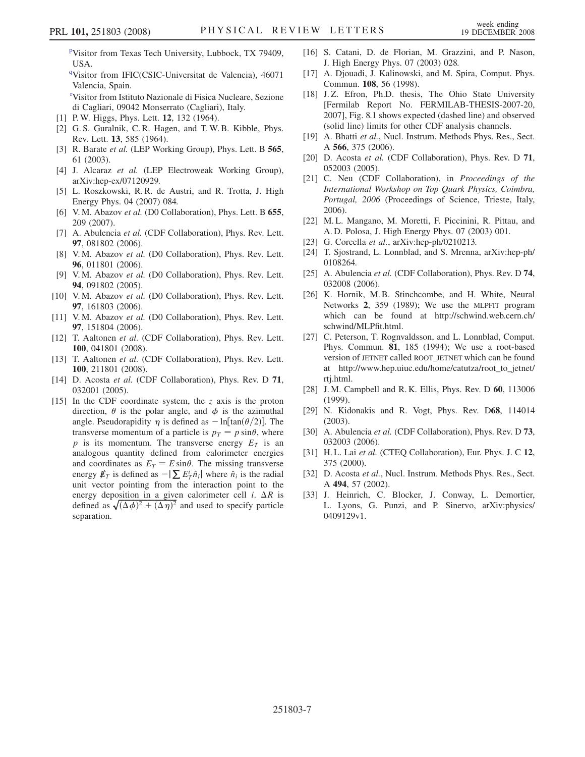[p]Visitor from Texas Tech University, Lubbock, TX 79409, USA.

[q]Visitor from IFIC(CSIC-Universitat de Valencia), 46071 Valencia, Spain.

[r]Visitor from Istituto Nazionale di Fisica Nucleare, Sezione di Cagliari, 09042 Monserrato (Cagliari), Italy.

[1] P. W. Higgs, Phys. Lett. **12**, 132 (1964).

[2] G. S. Guralnik, C. R. Hagen, and T. W. B. Kibble, Phys. Rev. Lett. **13**, 585 (1964).

[3] R. Barate *et al.* (LEP Working Group), Phys. Lett. B **565**, 61 (2003).

[4] J. Alcaraz *et al.* (LEP Electroweak Working Group), arXiv:hep-ex/07120929.

[5] L. Roszkowski, R. R. de Austri, and R. Trotta, J. High Energy Phys. 04 (2007) 084.

[6] V. M. Abazov *et al.* (D0 Collaboration), Phys. Lett. B **655**, 209 (2007).

[7] A. Abulencia *et al.* (CDF Collaboration), Phys. Rev. Lett. **97**, 081802 (2006).

[8] V. M. Abazov *et al.* (D0 Collaboration), Phys. Rev. Lett. **96**, 011801 (2006).

[9] V. M. Abazov *et al.* (D0 Collaboration), Phys. Rev. Lett. **94**, 091802 (2005).

[10] V. M. Abazov *et al.* (D0 Collaboration), Phys. Rev. Lett. **97**, 161803 (2006).

[11] V. M. Abazov *et al.* (D0 Collaboration), Phys. Rev. Lett. **97**, 151804 (2006).

[12] T. Aaltonen *et al.* (CDF Collaboration), Phys. Rev. Lett. **100**, 041801 (2008).

[13] T. Aaltonen *et al.* (CDF Collaboration), Phys. Rev. Lett. **100**, 211801 (2008).

[14] D. Acosta *et al.* (CDF Collaboration), Phys. Rev. D **71**, 032001 (2005).

[15] In the CDF coordinate system, the $z$ axis is the proton direction, $\theta$ is the polar angle, and $\phi$ is the azimuthal angle. Pseudorapidity $\eta$ is defined as $-\ln[\tan(\theta/2)]$. The transverse momentum of a particle is $p_T = p\sin\theta$, where $p$ is its momentum. The transverse energy $E_T$ is an analogous quantity defined from calorimeter energies and coordinates as $E_T = E\sin\theta$. The missing transverse energy $\not{E}_T$ is defined as $-|\sum E_T^i \hat{n}_i|$ where $\hat{n}_i$ is the radial unit vector pointing from the interaction point to the energy deposition in a given calorimeter cell $i$. $\Delta R$ is defined as $\sqrt{(\Delta\phi)^2 + (\Delta\eta)^2}$ and used to specify particle separation.

[16] S. Catani, D. de Florian, M. Grazzini, and P. Nason, J. High Energy Phys. 07 (2003) 028.

[17] A. Djouadi, J. Kalinowski, and M. Spira, Comput. Phys. Commun. **108**, 56 (1998).

[18] J. Z. Efron, Ph.D. thesis, The Ohio State University [Fermilab Report No. FERMILAB-THESIS-2007-20, 2007], Fig. 8.1 shows expected (dashed line) and observed (solid line) limits for other CDF analysis channels.

[19] A. Bhatti *et al.*, Nucl. Instrum. Methods Phys. Res., Sect. A **566**, 375 (2006).

[20] D. Acosta *et al.* (CDF Collaboration), Phys. Rev. D **71**, 052003 (2005).

[21] C. Neu (CDF Collaboration), in *Proceedings of the International Workshop on Top Quark Physics, Coimbra, Portugal, 2006* (Proceedings of Science, Trieste, Italy, 2006).

[22] M. L. Mangano, M. Moretti, F. Piccinini, R. Pittau, and A. D. Polosa, J. High Energy Phys. 07 (2003) 001.

[23] G. Corcella *et al.*, arXiv:hep-ph/0210213.

[24] T. Sjostrand, L. Lonnblad, and S. Mrenna, arXiv:hep-ph/0108264.

[25] A. Abulencia *et al.* (CDF Collaboration), Phys. Rev. D **74**, 032008 (2006).

[26] K. Hornik, M. B. Stinchcombe, and H. White, Neural Networks **2**, 359 (1989); We use the MLPFIT program which can be found at http://schwind.web.cern.ch/schwind/MLPfit.html.

[27] C. Peterson, T. Rognvaldsson, and L. Lonnblad, Comput. Phys. Commun. **81**, 185 (1994); We use a root-based version of JETNET called ROOT_JETNET which can be found at http://www.hep.uiuc.edu/home/catutza/root_to_jetnet/rtj.html.

[28] J. M. Campbell and R. K. Ellis, Phys. Rev. D **60**, 113006 (1999).

[29] N. Kidonakis and R. Vogt, Phys. Rev. D**68**, 114014 (2003).

[30] A. Abulencia *et al.* (CDF Collaboration), Phys. Rev. D **73**, 032003 (2006).

[31] H. L. Lai *et al.* (CTEQ Collaboration), Eur. Phys. J. C **12**, 375 (2000).

[32] D. Acosta *et al.*, Nucl. Instrum. Methods Phys. Res., Sect. A **494**, 57 (2002).

[33] J. Heinrich, C. Blocker, J. Conway, L. Demortier, L. Lyons, G. Punzi, and P. Sinervo, arXiv:physics/0409129v1.